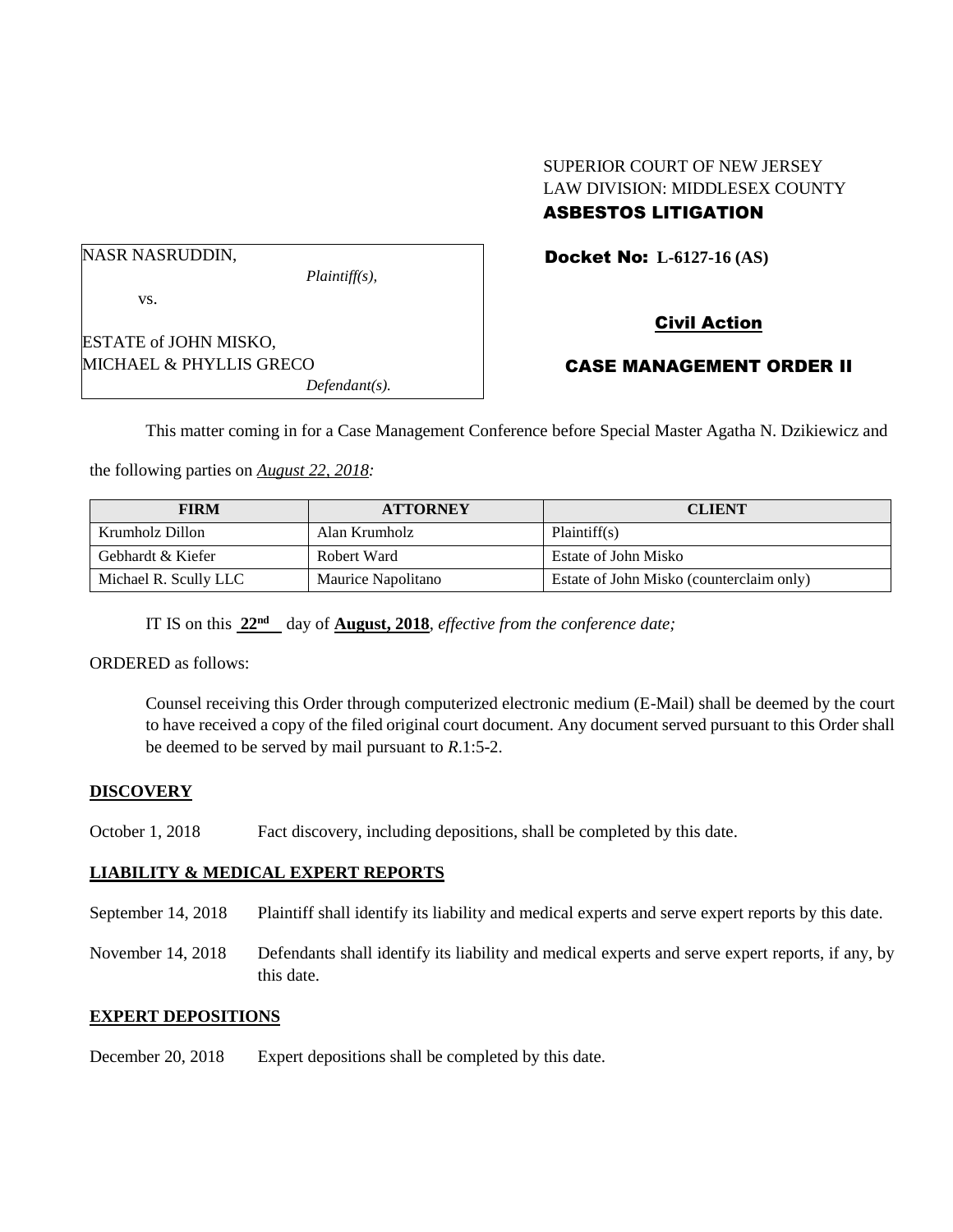SUPERIOR COURT OF NEW JERSEY
LAW DIVISION: MIDDLESEX COUNTY
**ASBESTOS LITIGATION**

NASR NASRUDDIN,
*Plaintiff(s),*

vs.

ESTATE of JOHN MISKO,
MICHAEL & PHYLLIS GRECO
*Defendant(s).*

**Docket No: L-6127-16 (AS)**

**Civil Action**

**CASE MANAGEMENT ORDER II**

This matter coming in for a Case Management Conference before Special Master Agatha N. Dzikiewicz and the following parties on *August 22, 2018:*

| FIRM | ATTORNEY | CLIENT |
| --- | --- | --- |
| Krumholz Dillon | Alan Krumholz | Plaintiff(s) |
| Gebhardt & Kiefer | Robert Ward | Estate of John Misko |
| Michael R. Scully LLC | Maurice Napolitano | Estate of John Misko (counterclaim only) |

IT IS on this **22nd** day of **August, 2018**, *effective from the conference date;*

ORDERED as follows:

Counsel receiving this Order through computerized electronic medium (E-Mail) shall be deemed by the court to have received a copy of the filed original court document. Any document served pursuant to this Order shall be deemed to be served by mail pursuant to *R*.1:5-2.

## DISCOVERY

October 1, 2018 Fact discovery, including depositions, shall be completed by this date.

## LIABILITY & MEDICAL EXPERT REPORTS

September 14, 2018 Plaintiff shall identify its liability and medical experts and serve expert reports by this date.

November 14, 2018 Defendants shall identify its liability and medical experts and serve expert reports, if any, by this date.

## EXPERT DEPOSITIONS

December 20, 2018 Expert depositions shall be completed by this date.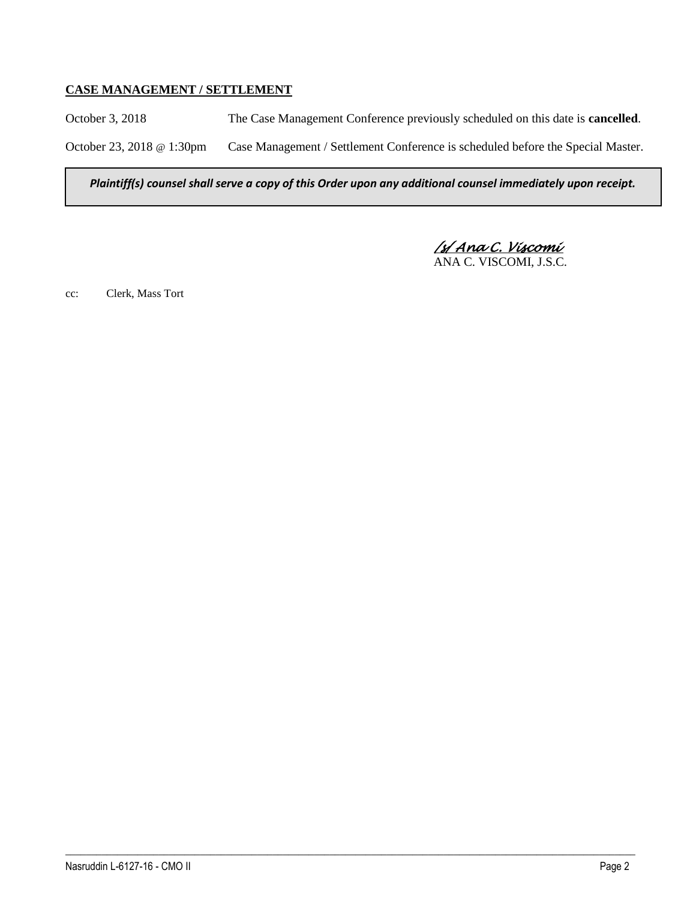**CASE MANAGEMENT / SETTLEMENT**

| | |
|---|---|
| October 3, 2018 | The Case Management Conference previously scheduled on this date is **cancelled**. |
| October 23, 2018 @ 1:30pm | Case Management / Settlement Conference is scheduled before the Special Master. |

***Plaintiff(s) counsel shall serve a copy of this Order upon any additional counsel immediately upon receipt.***

/s/ Ana C. Viscomi
ANA C. VISCOMI, J.S.C.

cc: Clerk, Mass Tort